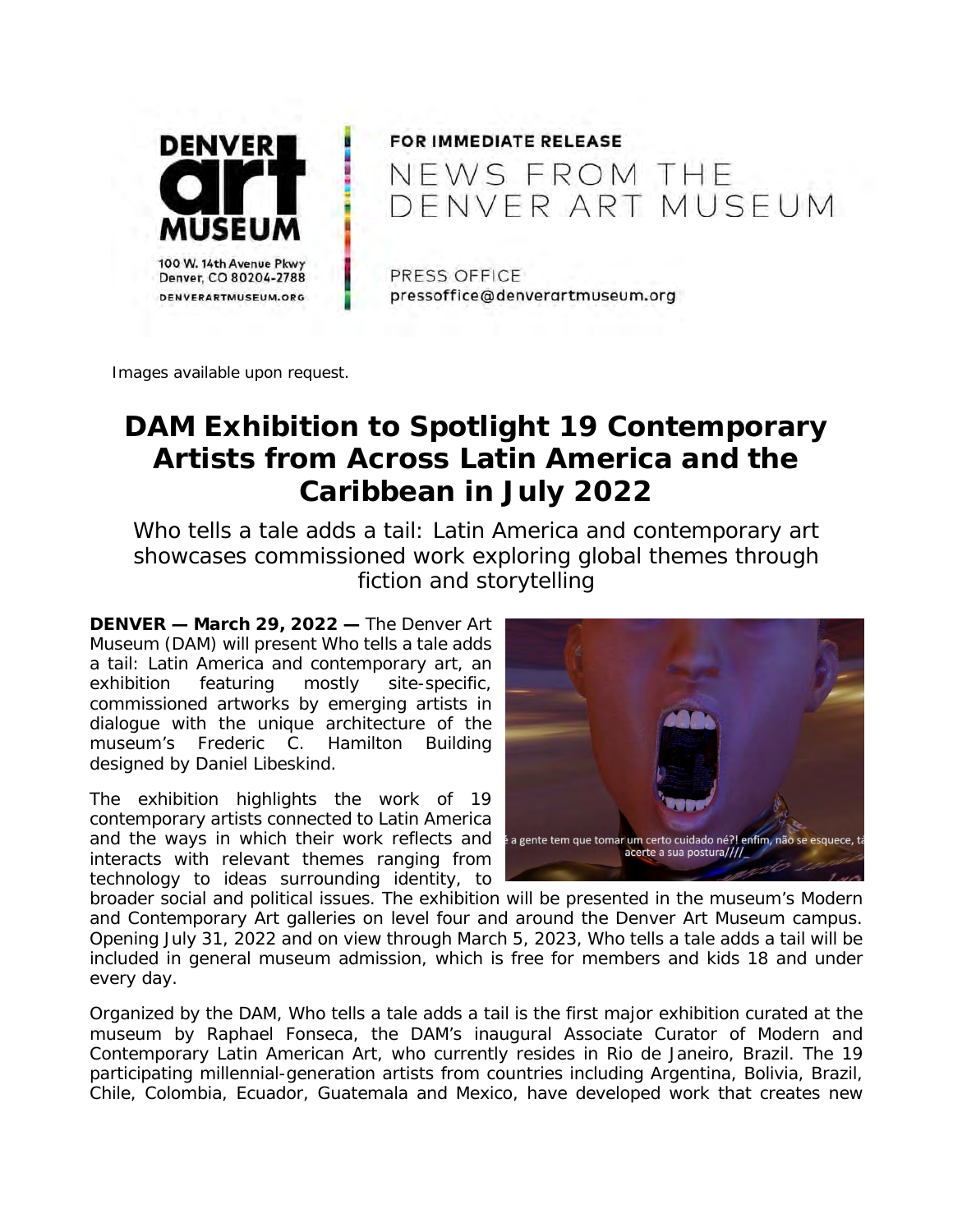FOR IMMEDIATE RELEASE

NEWS FROM THE DENVER ART MUSEUM

DENVER art MUSEUM
100 W. 14th Avenue Pkwy
Denver, CO 80204-2788
DENVERARTMUSEUM.ORG

PRESS OFFICE
pressoffice@denverartmuseum.org

Images available upon request.

# DAM Exhibition to Spotlight 19 Contemporary Artists from Across Latin America and the Caribbean in July 2022

## Who tells a tale adds a tail: Latin America and contemporary art showcases commissioned work exploring global themes through fiction and storytelling

**DENVER — March 29, 2022 —** The Denver Art Museum (DAM) will present Who tells a tale adds a tail: Latin America and contemporary art, an exhibition featuring mostly site-specific, commissioned artworks by emerging artists in dialogue with the unique architecture of the museum's Frederic C. Hamilton Building designed by Daniel Libeskind.

The exhibition highlights the work of 19 contemporary artists connected to Latin America and the ways in which their work reflects and interacts with relevant themes ranging from technology to ideas surrounding identity, to broader social and political issues. The exhibition will be presented in the museum's Modern and Contemporary Art galleries on level four and around the Denver Art Museum campus. Opening July 31, 2022 and on view through March 5, 2023, Who tells a tale adds a tail will be included in general museum admission, which is free for members and kids 18 and under every day.

Organized by the DAM, Who tells a tale adds a tail is the first major exhibition curated at the museum by Raphael Fonseca, the DAM's inaugural Associate Curator of Modern and Contemporary Latin American Art, who currently resides in Rio de Janeiro, Brazil. The 19 participating millennial-generation artists from countries including Argentina, Bolivia, Brazil, Chile, Colombia, Ecuador, Guatemala and Mexico, have developed work that creates new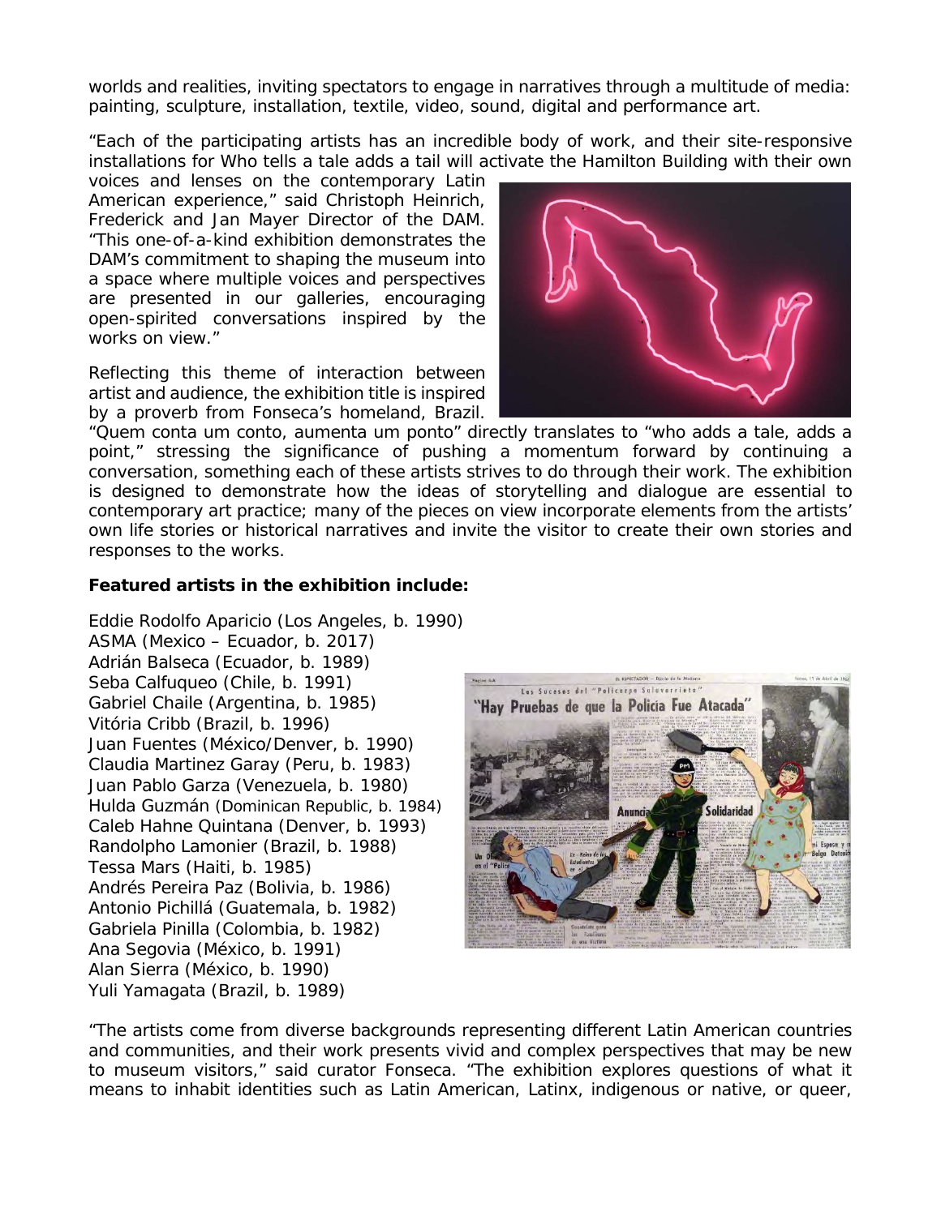worlds and realities, inviting spectators to engage in narratives through a multitude of media: painting, sculpture, installation, textile, video, sound, digital and performance art.

"Each of the participating artists has an incredible body of work, and their site-responsive installations for Who tells a tale adds a tail will activate the Hamilton Building with their own voices and lenses on the contemporary Latin American experience," said Christoph Heinrich, Frederick and Jan Mayer Director of the DAM. "This one-of-a-kind exhibition demonstrates the DAM's commitment to shaping the museum into a space where multiple voices and perspectives are presented in our galleries, encouraging open-spirited conversations inspired by the works on view."

Reflecting this theme of interaction between artist and audience, the exhibition title is inspired by a proverb from Fonseca's homeland, Brazil. "Quem conta um conto, aumenta um ponto" directly translates to "who adds a tale, adds a point," stressing the significance of pushing a momentum forward by continuing a conversation, something each of these artists strives to do through their work. The exhibition is designed to demonstrate how the ideas of storytelling and dialogue are essential to contemporary art practice; many of the pieces on view incorporate elements from the artists' own life stories or historical narratives and invite the visitor to create their own stories and responses to the works.

**Featured artists in the exhibition include:**

Eddie Rodolfo Aparicio (Los Angeles, b. 1990)
ASMA (Mexico – Ecuador, b. 2017)
Adrián Balseca (Ecuador, b. 1989)
Seba Calfuqueo (Chile, b. 1991)
Gabriel Chaile (Argentina, b. 1985)
Vitória Cribb (Brazil, b. 1996)
Juan Fuentes (México/Denver, b. 1990)
Claudia Martinez Garay (Peru, b. 1983)
Juan Pablo Garza (Venezuela, b. 1980)
Hulda Guzmán (Dominican Republic, b. 1984)
Caleb Hahne Quintana (Denver, b. 1993)
Randolpho Lamonier (Brazil, b. 1988)
Tessa Mars (Haiti, b. 1985)
Andrés Pereira Paz (Bolivia, b. 1986)
Antonio Pichillá (Guatemala, b. 1982)
Gabriela Pinilla (Colombia, b. 1982)
Ana Segovia (México, b. 1991)
Alan Sierra (México, b. 1990)
Yuli Yamagata (Brazil, b. 1989)

"The artists come from diverse backgrounds representing different Latin American countries and communities, and their work presents vivid and complex perspectives that may be new to museum visitors," said curator Fonseca. "The exhibition explores questions of what it means to inhabit identities such as Latin American, Latinx, indigenous or native, or queer,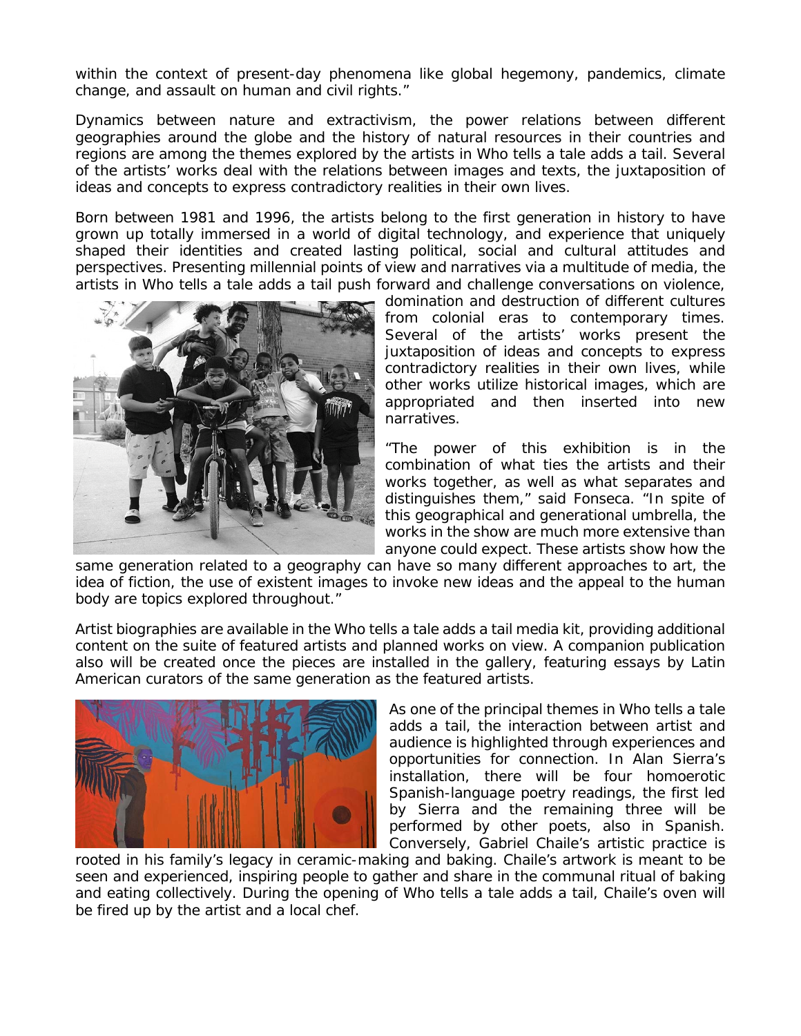within the context of present-day phenomena like global hegemony, pandemics, climate change, and assault on human and civil rights."

Dynamics between nature and extractivism, the power relations between different geographies around the globe and the history of natural resources in their countries and regions are among the themes explored by the artists in Who tells a tale adds a tail. Several of the artists' works deal with the relations between images and texts, the juxtaposition of ideas and concepts to express contradictory realities in their own lives.

Born between 1981 and 1996, the artists belong to the first generation in history to have grown up totally immersed in a world of digital technology, and experience that uniquely shaped their identities and created lasting political, social and cultural attitudes and perspectives. Presenting millennial points of view and narratives via a multitude of media, the artists in Who tells a tale adds a tail push forward and challenge conversations on violence, domination and destruction of different cultures from colonial eras to contemporary times. Several of the artists' works present the juxtaposition of ideas and concepts to express contradictory realities in their own lives, while other works utilize historical images, which are appropriated and then inserted into new narratives.

"The power of this exhibition is in the combination of what ties the artists and their works together, as well as what separates and distinguishes them," said Fonseca. "In spite of this geographical and generational umbrella, the works in the show are much more extensive than anyone could expect. These artists show how the same generation related to a geography can have so many different approaches to art, the idea of fiction, the use of existent images to invoke new ideas and the appeal to the human body are topics explored throughout."

Artist biographies are available in the Who tells a tale adds a tail media kit, providing additional content on the suite of featured artists and planned works on view. A companion publication also will be created once the pieces are installed in the gallery, featuring essays by Latin American curators of the same generation as the featured artists.

As one of the principal themes in Who tells a tale adds a tail, the interaction between artist and audience is highlighted through experiences and opportunities for connection. In Alan Sierra's installation, there will be four homoerotic Spanish-language poetry readings, the first led by Sierra and the remaining three will be performed by other poets, also in Spanish. Conversely, Gabriel Chaile's artistic practice is rooted in his family's legacy in ceramic-making and baking. Chaile's artwork is meant to be seen and experienced, inspiring people to gather and share in the communal ritual of baking and eating collectively. During the opening of Who tells a tale adds a tail, Chaile's oven will be fired up by the artist and a local chef.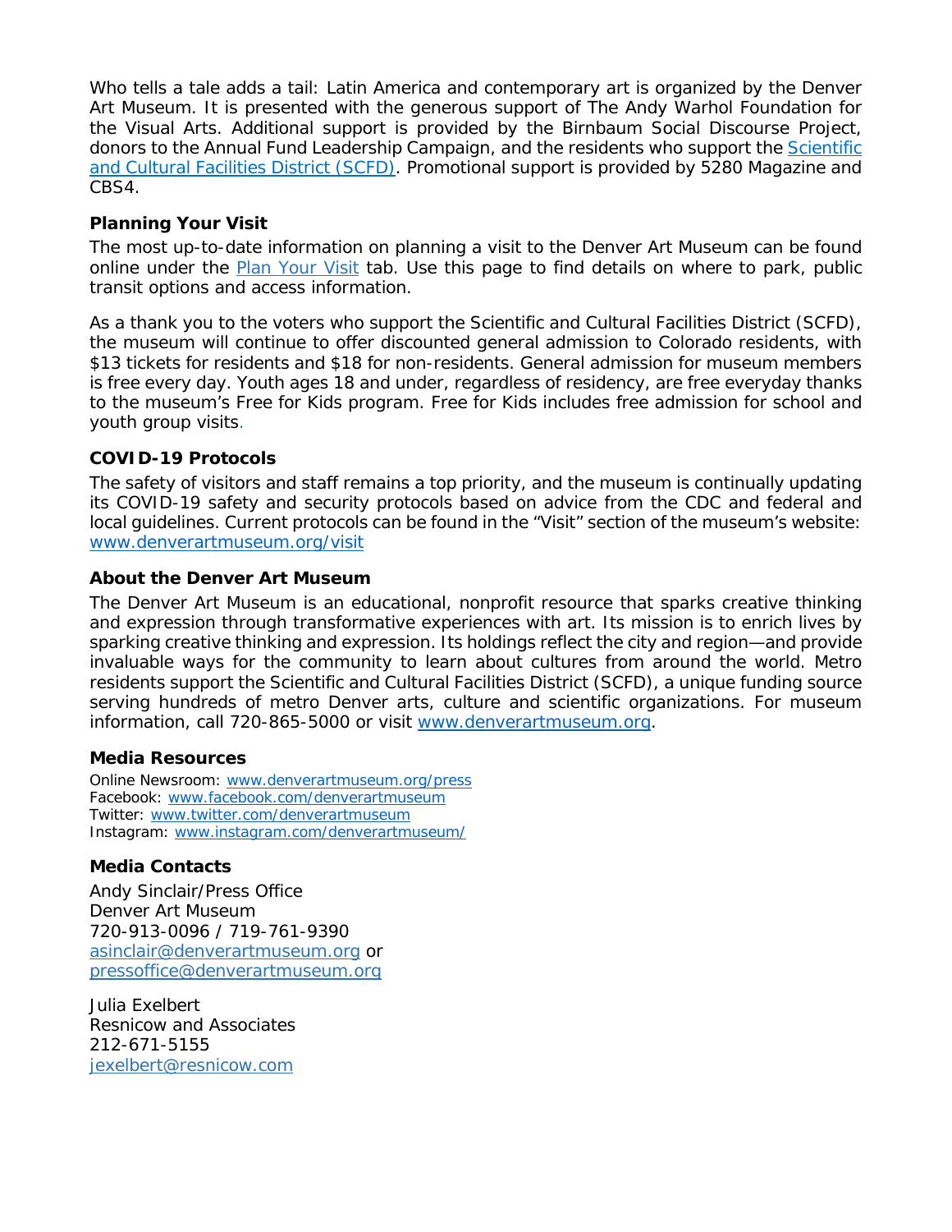Who tells a tale adds a tail: Latin America and contemporary art is organized by the Denver Art Museum. It is presented with the generous support of The Andy Warhol Foundation for the Visual Arts. Additional support is provided by the Birnbaum Social Discourse Project, donors to the Annual Fund Leadership Campaign, and the residents who support the [Scientific and Cultural Facilities District (SCFD)](). Promotional support is provided by 5280 Magazine and CBS4.

### Planning Your Visit

The most up-to-date information on planning a visit to the Denver Art Museum can be found online under the [Plan Your Visit]() tab. Use this page to find details on where to park, public transit options and access information.

As a thank you to the voters who support the Scientific and Cultural Facilities District (SCFD), the museum will continue to offer discounted general admission to Colorado residents, with $13 tickets for residents and $18 for non-residents. General admission for museum members is free every day. Youth ages 18 and under, regardless of residency, are free everyday thanks to the museum's Free for Kids program. Free for Kids includes free admission for school and youth group visits.

### COVID-19 Protocols

The safety of visitors and staff remains a top priority, and the museum is continually updating its COVID-19 safety and security protocols based on advice from the CDC and federal and local guidelines. Current protocols can be found in the "Visit" section of the museum's website: www.denverartmuseum.org/visit

### About the Denver Art Museum

The Denver Art Museum is an educational, nonprofit resource that sparks creative thinking and expression through transformative experiences with art. Its mission is to enrich lives by sparking creative thinking and expression. Its holdings reflect the city and region—and provide invaluable ways for the community to learn about cultures from around the world. Metro residents support the Scientific and Cultural Facilities District (SCFD), a unique funding source serving hundreds of metro Denver arts, culture and scientific organizations. For museum information, call 720-865-5000 or visit www.denverartmuseum.org.

### Media Resources

Online Newsroom: www.denverartmuseum.org/press
Facebook: www.facebook.com/denverartmuseum
Twitter: www.twitter.com/denverartmuseum
Instagram: www.instagram.com/denverartmuseum/

### Media Contacts

Andy Sinclair/Press Office
Denver Art Museum
720-913-0096 / 719-761-9390
asinclair@denverartmuseum.org or
pressoffice@denverartmuseum.org

Julia Exelbert
Resnicow and Associates
212-671-5155
jexelbert@resnicow.com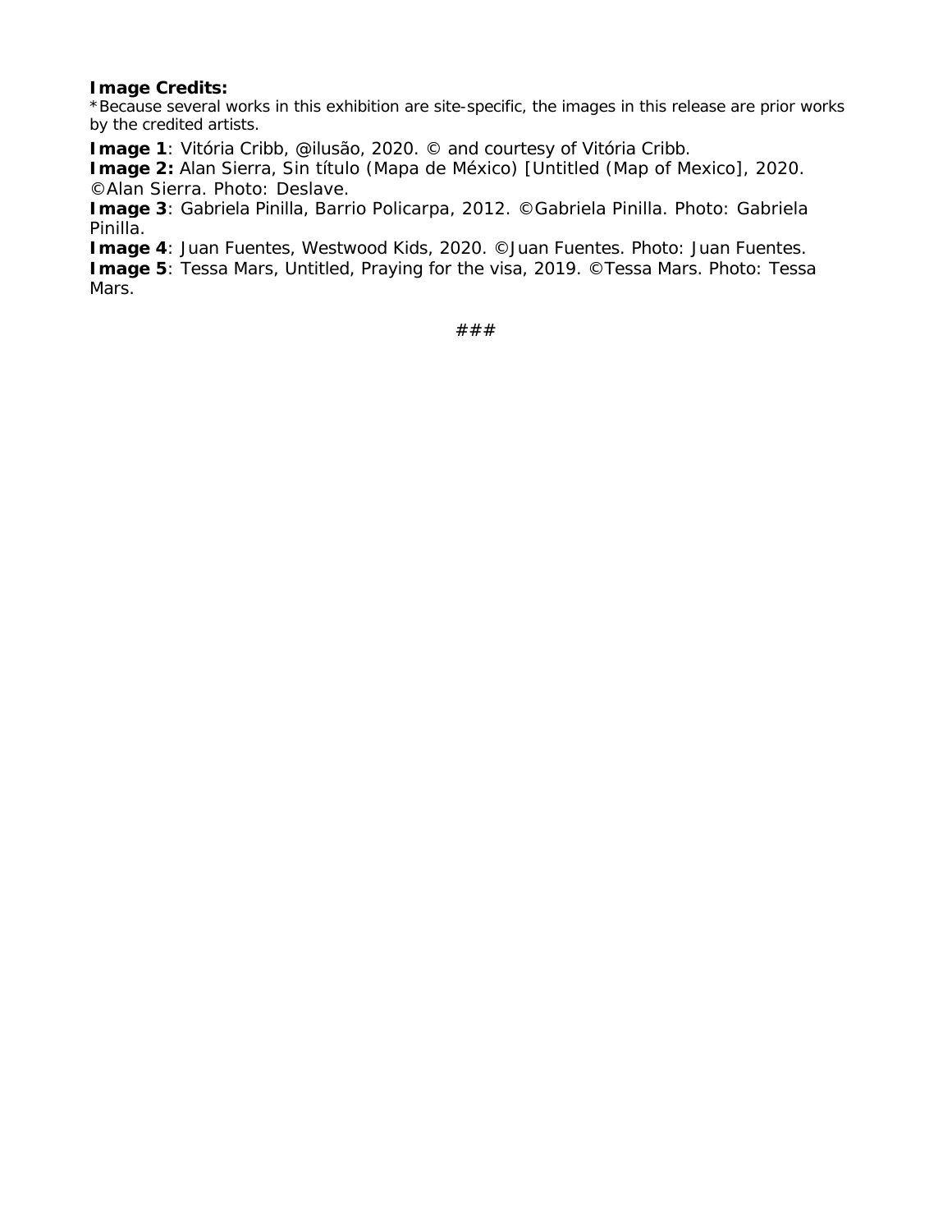**Image Credits:**

*Because several works in this exhibition are site-specific, the images in this release are prior works by the credited artists.

**Image 1**: Vitória Cribb, @ilusão, 2020. © and courtesy of Vitória Cribb.
**Image 2:** Alan Sierra, Sin título (Mapa de México) [Untitled (Map of Mexico], 2020. ©Alan Sierra. Photo: Deslave.
**Image 3**: Gabriela Pinilla, Barrio Policarpa, 2012. ©Gabriela Pinilla. Photo: Gabriela Pinilla.
**Image 4**: Juan Fuentes, Westwood Kids, 2020. ©Juan Fuentes. Photo: Juan Fuentes.
**Image 5**: Tessa Mars, Untitled, Praying for the visa, 2019. ©Tessa Mars. Photo: Tessa Mars.

###